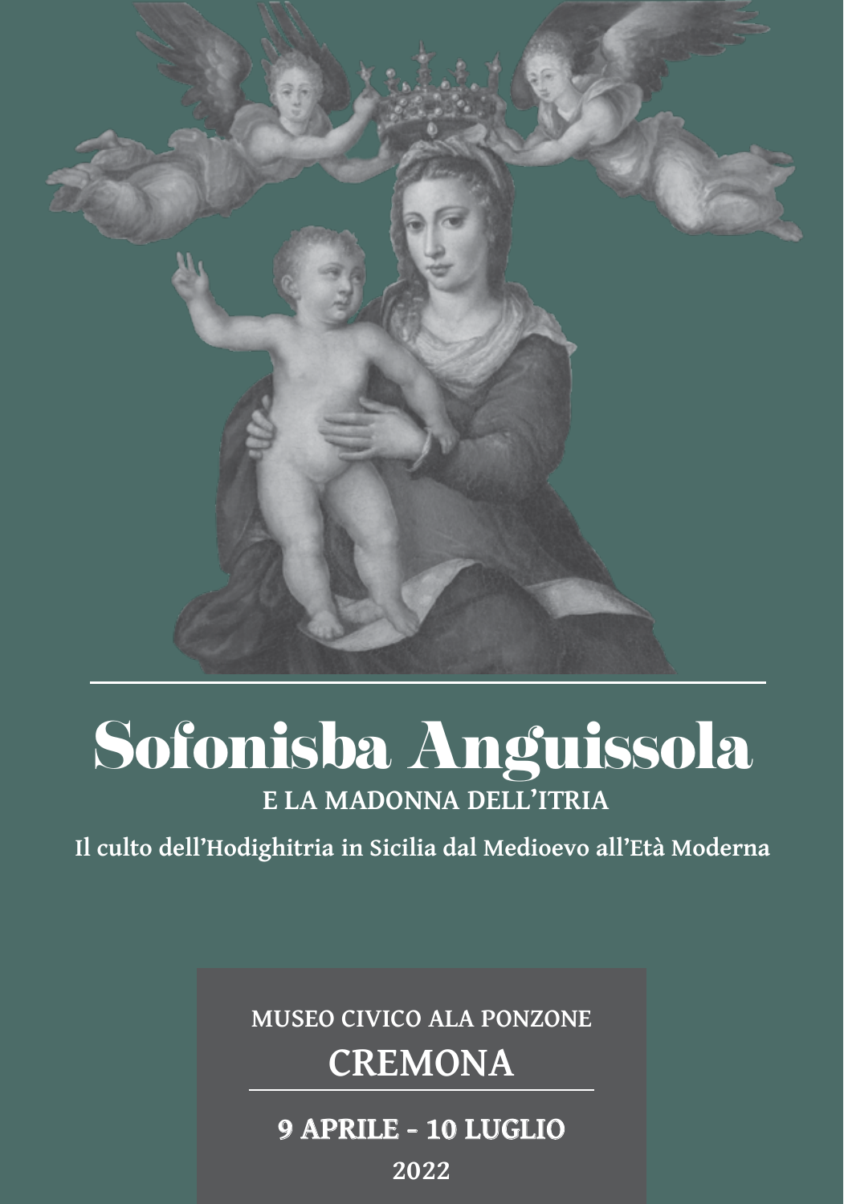# Sofonisba Anguissola

## E LA MADONNA DELL'ITRIA

### Il culto dell'Hodighitria in Sicilia dal Medioevo all'Età Moderna

MUSEO CIVICO ALA PONZONE

**CREMONA**

**9 APRILE - 10 LUGLIO**

**2022**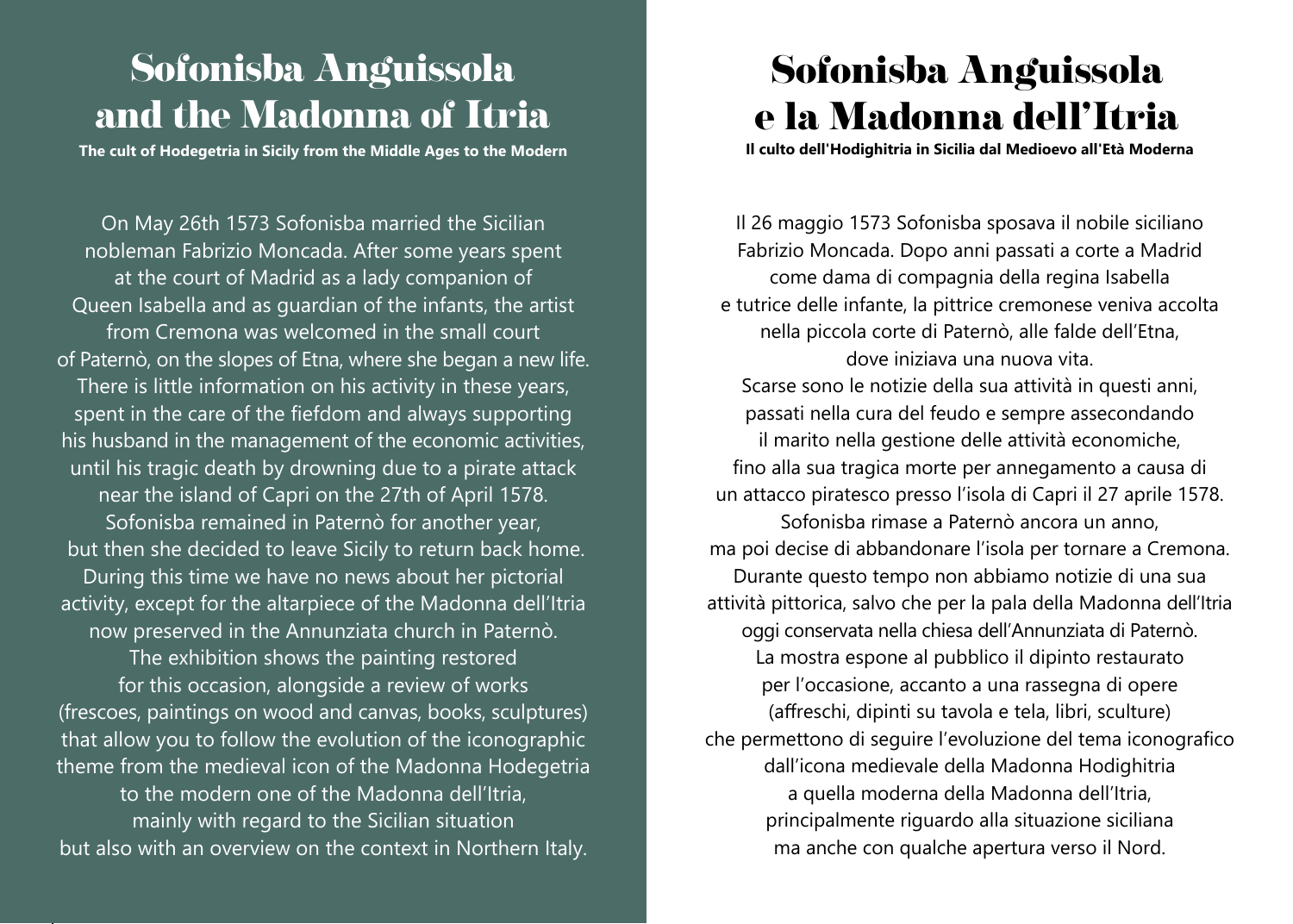# Sofonisba Anguissola and the Madonna of Itria

**The cult of Hodegetria in Sicily from the Middle Ages to the Modern**

On May 26th 1573 Sofonisba married the Sicilian nobleman Fabrizio Moncada. After some years spent at the court of Madrid as a lady companion of Queen Isabella and as guardian of the infants, the artist from Cremona was welcomed in the small court of Paternò, on the slopes of Etna, where she began a new life. There is little information on his activity in these years, spent in the care of the fiefdom and always supporting his husband in the management of the economic activities, until his tragic death by drowning due to a pirate attack near the island of Capri on the 27th of April 1578. Sofonisba remained in Paternò for another year, but then she decided to leave Sicily to return back home. During this time we have no news about her pictorial activity, except for the altarpiece of the Madonna dell'Itria now preserved in the Annunziata church in Paternò. The exhibition shows the painting restored for this occasion, alongside a review of works (frescoes, paintings on wood and canvas, books, sculptures) that allow you to follow the evolution of the iconographic theme from the medieval icon of the Madonna Hodegetria to the modern one of the Madonna dell'Itria, mainly with regard to the Sicilian situation but also with an overview on the context in Northern Italy.

# Sofonisba Anguissola e la Madonna dell'Itria

**Il culto dell'Hodighitria in Sicilia dal Medioevo all'Età Moderna**

Il 26 maggio 1573 Sofonisba sposava il nobile siciliano Fabrizio Moncada. Dopo anni passati a corte a Madrid come dama di compagnia della regina Isabella e tutrice delle infante, la pittrice cremonese veniva accolta nella piccola corte di Paternò, alle falde dell'Etna, dove iniziava una nuova vita. Scarse sono le notizie della sua attività in questi anni, passati nella cura del feudo e sempre assecondando il marito nella gestione delle attività economiche, fino alla sua tragica morte per annegamento a causa di un attacco piratesco presso l'isola di Capri il 27 aprile 1578. Sofonisba rimase a Paternò ancora un anno, ma poi decise di abbandonare l'isola per tornare a Cremona. Durante questo tempo non abbiamo notizie di una sua attività pittorica, salvo che per la pala della Madonna dell'Itria oggi conservata nella chiesa dell'Annunziata di Paternò. La mostra espone al pubblico il dipinto restaurato per l'occasione, accanto a una rassegna di opere (affreschi, dipinti su tavola e tela, libri, sculture) che permettono di seguire l'evoluzione del tema iconografico dall'icona medievale della Madonna Hodighitria a quella moderna della Madonna dell'Itria, principalmente riguardo alla situazione siciliana ma anche con qualche apertura verso il Nord.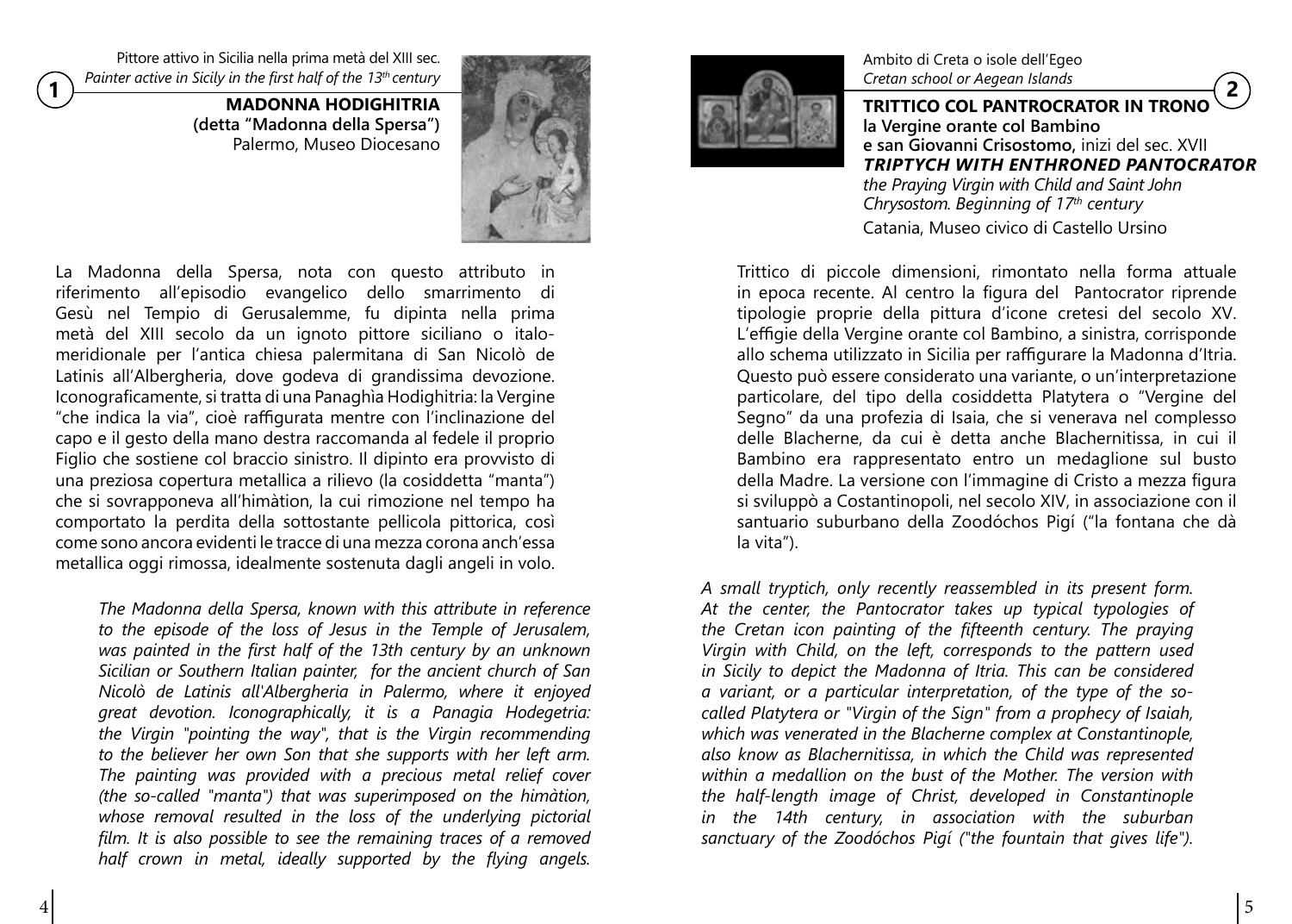1

Pittore attivo in Sicilia nella prima metà del XIII sec.
*Painter active in Sicily in the first half of the 13th century*

**MADONNA HODIGHITRIA**
**(detta "Madonna della Spersa")**
Palermo, Museo Diocesano

La Madonna della Spersa, nota con questo attributo in riferimento all'episodio evangelico dello smarrimento di Gesù nel Tempio di Gerusalemme, fu dipinta nella prima metà del XIII secolo da un ignoto pittore siciliano o italo-meridionale per l'antica chiesa palermitana di San Nicolò de Latinis all'Albergheria, dove godeva di grandissima devozione. Iconograficamente, si tratta di una Panaghìa Hodighitria: la Vergine "che indica la via", cioè raffigurata mentre con l'inclinazione del capo e il gesto della mano destra raccomanda al fedele il proprio Figlio che sostiene col braccio sinistro. Il dipinto era provvisto di una preziosa copertura metallica a rilievo (la cosiddetta "manta") che si sovrapponeva all'himàtion, la cui rimozione nel tempo ha comportato la perdita della sottostante pellicola pittorica, così come sono ancora evidenti le tracce di una mezza corona anch'essa metallica oggi rimossa, idealmente sostenuta dagli angeli in volo.

*The Madonna della Spersa, known with this attribute in reference to the episode of the loss of Jesus in the Temple of Jerusalem, was painted in the first half of the 13th century by an unknown Sicilian or Southern Italian painter, for the ancient church of San Nicolò de Latinis all'Albergheria in Palermo, where it enjoyed great devotion. Iconographically, it is a Panagia Hodegetria: the Virgin "pointing the way", that is the Virgin recommending to the believer her own Son that she supports with her left arm. The painting was provided with a precious metal relief cover (the so-called "manta") that was superimposed on the himàtion, whose removal resulted in the loss of the underlying pictorial film. It is also possible to see the remaining traces of a removed half crown in metal, ideally supported by the flying angels.*

2

Ambito di Creta o isole dell'Egeo
*Cretan school or Aegean Islands*

**TRITTICO COL PANTROCRATOR IN TRONO**
**la Vergine orante col Bambino**
**e san Giovanni Crisostomo,** inizi del sec. XVII
***TRIPTYCH WITH ENTHRONED PANTOCRATOR***
*the Praying Virgin with Child and Saint John Chrysostom. Beginning of 17th century*
Catania, Museo civico di Castello Ursino

Trittico di piccole dimensioni, rimontato nella forma attuale in epoca recente. Al centro la figura del Pantocrator riprende tipologie proprie della pittura d'icone cretesi del secolo XV. L'effigie della Vergine orante col Bambino, a sinistra, corrisponde allo schema utilizzato in Sicilia per raffigurare la Madonna d'Itria. Questo può essere considerato una variante, o un'interpretazione particolare, del tipo della cosiddetta Platytera o "Vergine del Segno" da una profezia di Isaia, che si venerava nel complesso delle Blacherne, da cui è detta anche Blachernitissa, in cui il Bambino era rappresentato entro un medaglione sul busto della Madre. La versione con l'immagine di Cristo a mezza figura si sviluppò a Costantinopoli, nel secolo XIV, in associazione con il santuario suburbano della Zoodóchos Pigí ("la fontana che dà la vita").

*A small tryptich, only recently reassembled in its present form. At the center, the Pantocrator takes up typical typologies of the Cretan icon painting of the fifteenth century. The praying Virgin with Child, on the left, corresponds to the pattern used in Sicily to depict the Madonna of Itria. This can be considered a variant, or a particular interpretation, of the type of the so-called Platytera or "Virgin of the Sign" from a prophecy of Isaiah, which was venerated in the Blacherne complex at Constantinople, also know as Blachernitissa, in which the Child was represented within a medallion on the bust of the Mother. The version with the half-length image of Christ, developed in Constantinople in the 14th century, in association with the suburban sanctuary of the Zoodóchos Pigí ("the fountain that gives life").*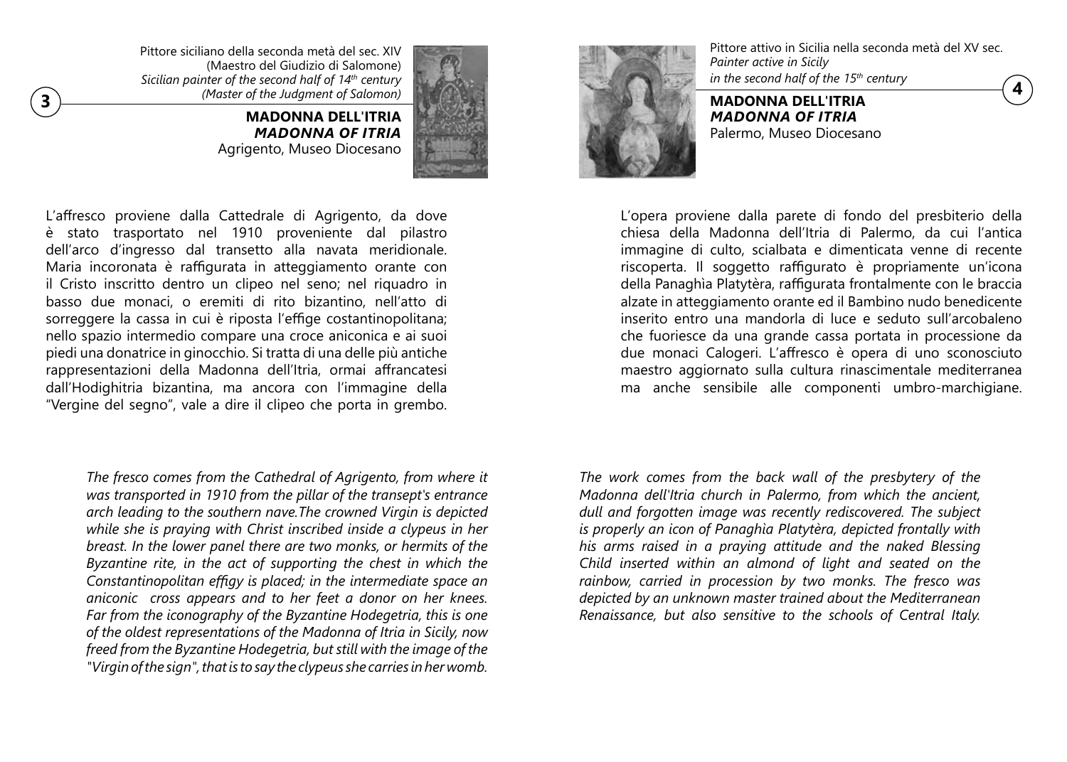## 3

Pittore siciliano della seconda metà del sec. XIV
(Maestro del Giudizio di Salomone)
*Sicilian painter of the second half of 14th century*
*(Master of the Judgment of Salomon)*

**MADONNA DELL'ITRIA**
***MADONNA OF ITRIA***
Agrigento, Museo Diocesano

L'affresco proviene dalla Cattedrale di Agrigento, da dove è stato trasportato nel 1910 proveniente dal pilastro dell'arco d'ingresso dal transetto alla navata meridionale. Maria incoronata è raffigurata in atteggiamento orante con il Cristo inscritto dentro un clipeo nel seno; nel riquadro in basso due monaci, o eremiti di rito bizantino, nell'atto di sorreggere la cassa in cui è riposta l'effige costantinopolitana; nello spazio intermedio compare una croce aniconica e ai suoi piedi una donatrice in ginocchio. Si tratta di una delle più antiche rappresentazioni della Madonna dell'Itria, ormai affrancatesi dall'Hodighitria bizantina, ma ancora con l'immagine della "Vergine del segno", vale a dire il clipeo che porta in grembo.

*The fresco comes from the Cathedral of Agrigento, from where it was transported in 1910 from the pillar of the transept's entrance arch leading to the southern nave.The crowned Virgin is depicted while she is praying with Christ inscribed inside a clypeus in her breast. In the lower panel there are two monks, or hermits of the Byzantine rite, in the act of supporting the chest in which the Constantinopolitan effigy is placed; in the intermediate space an aniconic cross appears and to her feet a donor on her knees. Far from the iconography of the Byzantine Hodegetria, this is one of the oldest representations of the Madonna of Itria in Sicily, now freed from the Byzantine Hodegetria, but still with the image of the "Virgin of the sign", that is to say the clypeus she carries in her womb.*

## 4

Pittore attivo in Sicilia nella seconda metà del XV sec.
*Painter active in Sicily*
*in the second half of the 15th century*

**MADONNA DELL'ITRIA**
***MADONNA OF ITRIA***
Palermo, Museo Diocesano

L'opera proviene dalla parete di fondo del presbiterio della chiesa della Madonna dell'Itria di Palermo, da cui l'antica immagine di culto, scialbata e dimenticata venne di recente riscoperta. Il soggetto raffigurato è propriamente un'icona della Panaghìa Platytèra, raffigurata frontalmente con le braccia alzate in atteggiamento orante ed il Bambino nudo benedicente inserito entro una mandorla di luce e seduto sull'arcobaleno che fuoriesce da una grande cassa portata in processione da due monaci Calogeri. L'affresco è opera di uno sconosciuto maestro aggiornato sulla cultura rinascimentale mediterranea ma anche sensibile alle componenti umbro-marchigiane.

*The work comes from the back wall of the presbytery of the Madonna dell'Itria church in Palermo, from which the ancient, dull and forgotten image was recently rediscovered. The subject is properly an icon of Panaghia Platytèra, depicted frontally with his arms raised in a praying attitude and the naked Blessing Child inserted within an almond of light and seated on the rainbow, carried in procession by two monks. The fresco was depicted by an unknown master trained about the Mediterranean Renaissance, but also sensitive to the schools of Central Italy.*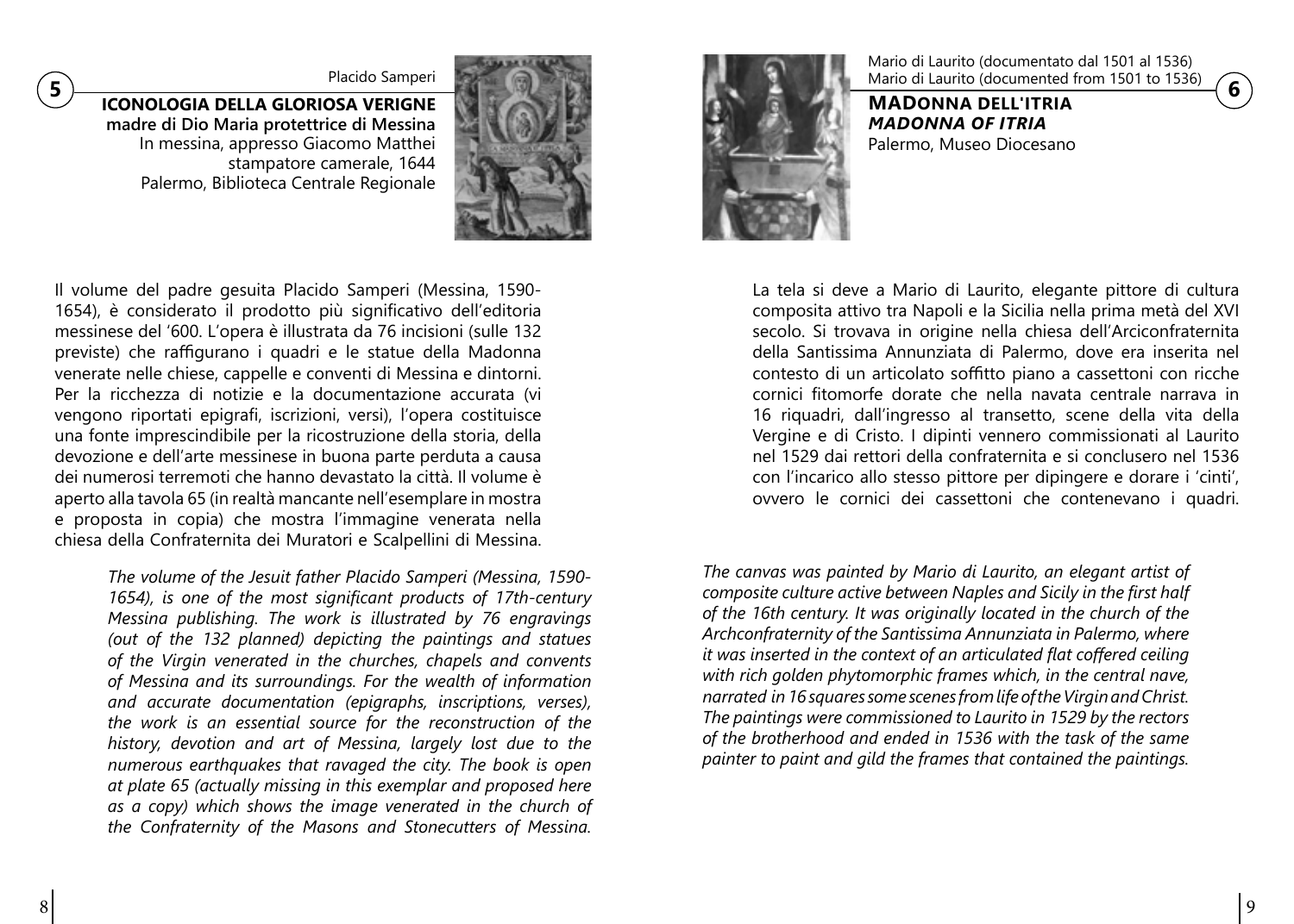**5**

Placido Samperi

**ICONOLOGIA DELLA GLORIOSA VERIGNE**
**madre di Dio Maria protettrice di Messina**
In messina, appresso Giacomo Matthei stampatore camerale, 1644
Palermo, Biblioteca Centrale Regionale

Il volume del padre gesuita Placido Samperi (Messina, 1590-1654), è considerato il prodotto più significativo dell'editoria messinese del '600. L'opera è illustrata da 76 incisioni (sulle 132 previste) che raffigurano i quadri e le statue della Madonna venerate nelle chiese, cappelle e conventi di Messina e dintorni. Per la ricchezza di notizie e la documentazione accurata (vi vengono riportati epigrafi, iscrizioni, versi), l'opera costituisce una fonte imprescindibile per la ricostruzione della storia, della devozione e dell'arte messinese in buona parte perduta a causa dei numerosi terremoti che hanno devastato la città. Il volume è aperto alla tavola 65 (in realtà mancante nell'esemplare in mostra e proposta in copia) che mostra l'immagine venerata nella chiesa della Confraternita dei Muratori e Scalpellini di Messina.

*The volume of the Jesuit father Placido Samperi (Messina, 1590-1654), is one of the most significant products of 17th-century Messina publishing. The work is illustrated by 76 engravings (out of the 132 planned) depicting the paintings and statues of the Virgin venerated in the churches, chapels and convents of Messina and its surroundings. For the wealth of information and accurate documentation (epigraphs, inscriptions, verses), the work is an essential source for the reconstruction of the history, devotion and art of Messina, largely lost due to the numerous earthquakes that ravaged the city. The book is open at plate 65 (actually missing in this exemplar and proposed here as a copy) which shows the image venerated in the church of the Confraternity of the Masons and Stonecutters of Messina.*

**6**

Mario di Laurito (documentato dal 1501 al 1536)
Mario di Laurito (documented from 1501 to 1536)

**MADONNA DELL'ITRIA**
***MADONNA OF ITRIA***
Palermo, Museo Diocesano

La tela si deve a Mario di Laurito, elegante pittore di cultura composita attivo tra Napoli e la Sicilia nella prima metà del XVI secolo. Si trovava in origine nella chiesa dell'Arciconfraternita della Santissima Annunziata di Palermo, dove era inserita nel contesto di un articolato soffitto piano a cassettoni con ricche cornici fitomorfe dorate che nella navata centrale narrava in 16 riquadri, dall'ingresso al transetto, scene della vita della Vergine e di Cristo. I dipinti vennero commissionati al Laurito nel 1529 dai rettori della confraternita e si conclusero nel 1536 con l'incarico allo stesso pittore per dipingere e dorare i 'cinti', ovvero le cornici dei cassettoni che contenevano i quadri.

*The canvas was painted by Mario di Laurito, an elegant artist of composite culture active between Naples and Sicily in the first half of the 16th century. It was originally located in the church of the Archconfraternity of the Santissima Annunziata in Palermo, where it was inserted in the context of an articulated flat coffered ceiling with rich golden phytomorphic frames which, in the central nave, narrated in 16 squares some scenes from life of the Virgin and Christ. The paintings were commissioned to Laurito in 1529 by the rectors of the brotherhood and ended in 1536 with the task of the same painter to paint and gild the frames that contained the paintings.*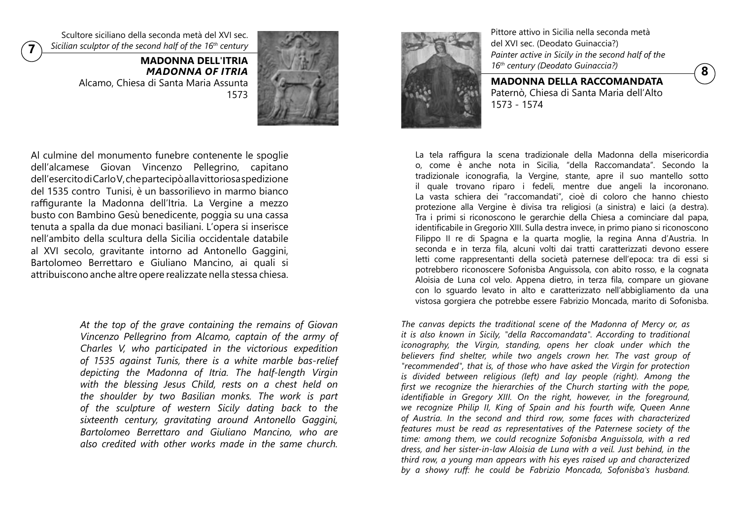**7**

Scultore siciliano della seconda metà del XVI sec.
*Sicilian sculptor of the second half of the 16th century*

## MADONNA DELL'ITRIA
## *MADONNA OF ITRIA*

Alcamo, Chiesa di Santa Maria Assunta
1573

Al culmine del monumento funebre contenente le spoglie dell'alcamese Giovan Vincenzo Pellegrino, capitano dell'esercito di Carlo V, che partecipò alla vittoriosa spedizione del 1535 contro Tunisi, è un bassorilievo in marmo bianco raffigurante la Madonna dell'Itria. La Vergine a mezzo busto con Bambino Gesù benedicente, poggia su una cassa tenuta a spalla da due monaci basiliani. L'opera si inserisce nell'ambito della scultura della Sicilia occidentale databile al XVI secolo, gravitante intorno ad Antonello Gaggini, Bartolomeo Berrettaro e Giuliano Mancino, ai quali si attribuiscono anche altre opere realizzate nella stessa chiesa.

*At the top of the grave containing the remains of Giovan Vincenzo Pellegrino from Alcamo, captain of the army of Charles V, who participated in the victorious expedition of 1535 against Tunis, there is a white marble bas-relief depicting the Madonna of Itria. The half-length Virgin with the blessing Jesus Child, rests on a chest held on the shoulder by two Basilian monks. The work is part of the sculpture of western Sicily dating back to the sixteenth century, gravitating around Antonello Gaggini, Bartolomeo Berrettaro and Giuliano Mancino, who are also credited with other works made in the same church.*

**8**

Pittore attivo in Sicilia nella seconda metà del XVI sec. (Deodato Guinaccia?)
*Painter active in Sicily in the second half of the 16th century (Deodato Guinaccia?)*

## MADONNA DELLA RACCOMANDATA

Paternò, Chiesa di Santa Maria dell'Alto
1573 - 1574

La tela raffigura la scena tradizionale della Madonna della misericordia o, come è anche nota in Sicilia, "della Raccomandata". Secondo la tradizionale iconografia, la Vergine, stante, apre il suo mantello sotto il quale trovano riparo i fedeli, mentre due angeli la incoronano. La vasta schiera dei "raccomandati", cioè di coloro che hanno chiesto protezione alla Vergine è divisa tra religiosi (a sinistra) e laici (a destra). Tra i primi si riconoscono le gerarchie della Chiesa a cominciare dal papa, identificabile in Gregorio XIII. Sulla destra invece, in primo piano si riconoscono Filippo II re di Spagna e la quarta moglie, la regina Anna d'Austria. In seconda e in terza fila, alcuni volti dai tratti caratterizzati devono essere letti come rappresentanti della società paternese dell'epoca: tra di essi si potrebbero riconoscere Sofonisba Anguissola, con abito rosso, e la cognata Aloisia de Luna col velo. Appena dietro, in terza fila, compare un giovane con lo sguardo levato in alto e caratterizzato nell'abbigliamento da una vistosa gorgiera che potrebbe essere Fabrizio Moncada, marito di Sofonisba.

*The canvas depicts the traditional scene of the Madonna of Mercy or, as it is also known in Sicily, "della Raccomandata". According to traditional iconography, the Virgin, standing, opens her cloak under which the believers find shelter, while two angels crown her. The vast group of "recommended", that is, of those who have asked the Virgin for protection is divided between religious (left) and lay people (right). Among the first we recognize the hierarchies of the Church starting with the pope, identifiable in Gregory XIII. On the right, however, in the foreground, we recognize Philip II, King of Spain and his fourth wife, Queen Anne of Austria. In the second and third row, some faces with characterized features must be read as representatives of the Paternese society of the time: among them, we could recognize Sofonisba Anguissola, with a red dress, and her sister-in-law Aloisia de Luna with a veil. Just behind, in the third row, a young man appears with his eyes raised up and characterized by a showy ruff: he could be Fabrizio Moncada, Sofonisba's husband.*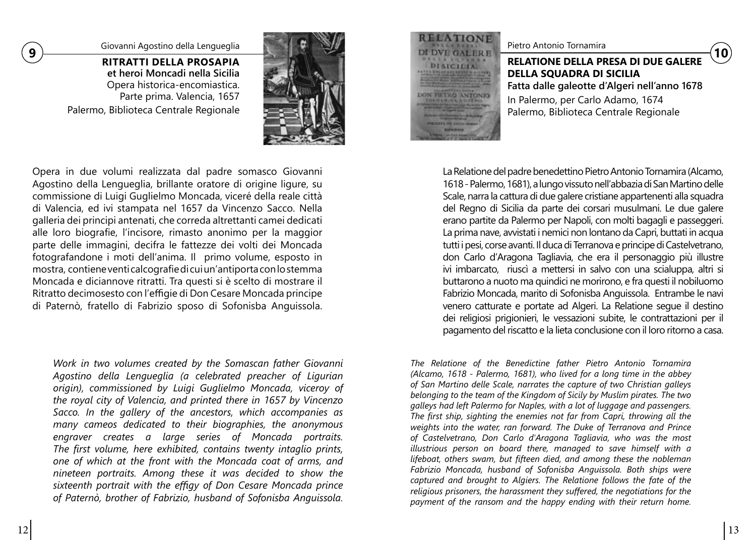## 9

Giovanni Agostino della Lengueglia

**RITRATTI DELLA PROSAPIA**
**et heroi Moncadi nella Sicilia**
Opera historica-encomiastica.
Parte prima. Valencia, 1657
Palermo, Biblioteca Centrale Regionale

Opera in due volumi realizzata dal padre somasco Giovanni Agostino della Lengueglia, brillante oratore di origine ligure, su commissione di Luigi Guglielmo Moncada, viceré della reale città di Valencia, ed ivi stampata nel 1657 da Vincenzo Sacco. Nella galleria dei principi antenati, che correda altrettanti camei dedicati alle loro biografie, l'incisore, rimasto anonimo per la maggior parte delle immagini, decifra le fattezze dei volti dei Moncada fotografandone i moti dell'anima. Il primo volume, esposto in mostra, contiene venti calcografie di cui un'antiporta con lo stemma Moncada e diciannove ritratti. Tra questi si è scelto di mostrare il Ritratto decimosesto con l'effigie di Don Cesare Moncada principe di Paternò, fratello di Fabrizio sposo di Sofonisba Anguissola.

*Work in two volumes created by the Somascan father Giovanni Agostino della Lengueglia (a celebrated preacher of Ligurian origin), commissioned by Luigi Guglielmo Moncada, viceroy of the royal city of Valencia, and printed there in 1657 by Vincenzo Sacco. In the gallery of the ancestors, which accompanies as many cameos dedicated to their biographies, the anonymous engraver creates a large series of Moncada portraits. The first volume, here exhibited, contains twenty intaglio prints, one of which at the front with the Moncada coat of arms, and nineteen portraits. Among these it was decided to show the sixteenth portrait with the effigy of Don Cesare Moncada prince of Paternò, brother of Fabrizio, husband of Sofonisba Anguissola.*

## 10

Pietro Antonio Tornamira

**RELATIONE DELLA PRESA DI DUE GALERE DELLA SQUADRA DI SICILIA**
**Fatta dalle galeotte d'Algeri nell'anno 1678**
In Palermo, per Carlo Adamo, 1674
Palermo, Biblioteca Centrale Regionale

La Relatione del padre benedettino Pietro Antonio Tornamira (Alcamo, 1618 - Palermo, 1681), a lungo vissuto nell'abbazia di San Martino delle Scale, narra la cattura di due galere cristiane appartenenti alla squadra del Regno di Sicilia da parte dei corsari musulmani. Le due galere erano partite da Palermo per Napoli, con molti bagagli e passeggeri. La prima nave, avvistati i nemici non lontano da Capri, buttati in acqua tutti i pesi, corse avanti. Il duca di Terranova e principe di Castelvetrano, don Carlo d'Aragona Tagliavia, che era il personaggio più illustre ivi imbarcato, riuscì a mettersi in salvo con una scialuppa, altri si buttarono a nuoto ma quindici ne morirono, e fra questi il nobiluomo Fabrizio Moncada, marito di Sofonisba Anguissola. Entrambe le navi venero catturate e portate ad Algeri. La Relatione segue il destino dei religiosi prigionieri, le vessazioni subite, le contrattazioni per il pagamento del riscatto e la lieta conclusione con il loro ritorno a casa.

*The Relatione of the Benedictine father Pietro Antonio Tornamira (Alcamo, 1618 - Palermo, 1681), who lived for a long time in the abbey of San Martino delle Scale, narrates the capture of two Christian galleys belonging to the team of the Kingdom of Sicily by Muslim pirates. The two galleys had left Palermo for Naples, with a lot of luggage and passengers. The first ship, sighting the enemies not far from Capri, throwing all the weights into the water, ran forward. The Duke of Terranova and Prince of Castelvetrano, Don Carlo d'Aragona Tagliavia, who was the most illustrious person on board there, managed to save himself with a lifeboat, others swam, but fifteen died, and among these the nobleman Fabrizio Moncada, husband of Sofonisba Anguissola. Both ships were captured and brought to Algiers. The Relatione follows the fate of the religious prisoners, the harassment they suffered, the negotiations for the payment of the ransom and the happy ending with their return home.*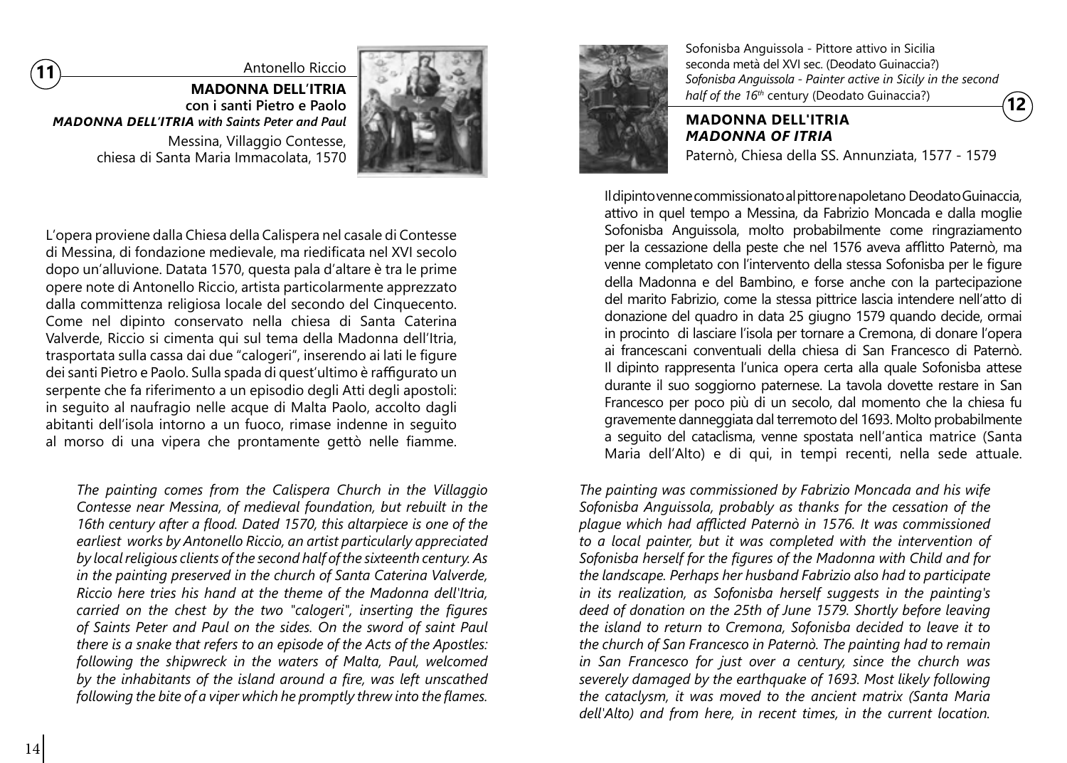## 11

Antonello Riccio

**MADONNA DELL'ITRIA**
**con i santi Pietro e Paolo**
***MADONNA DELL'ITRIA with Saints Peter and Paul***

Messina, Villaggio Contesse,
chiesa di Santa Maria Immacolata, 1570

L'opera proviene dalla Chiesa della Calispera nel casale di Contesse di Messina, di fondazione medievale, ma riedificata nel XVI secolo dopo un'alluvione. Datata 1570, questa pala d'altare è tra le prime opere note di Antonello Riccio, artista particolarmente apprezzato dalla committenza religiosa locale del secondo del Cinquecento. Come nel dipinto conservato nella chiesa di Santa Caterina Valverde, Riccio si cimenta qui sul tema della Madonna dell'Itria, trasportata sulla cassa dai due "calogeri", inserendo ai lati le figure dei santi Pietro e Paolo. Sulla spada di quest'ultimo è raffigurato un serpente che fa riferimento a un episodio degli Atti degli apostoli: in seguito al naufragio nelle acque di Malta Paolo, accolto dagli abitanti dell'isola intorno a un fuoco, rimase indenne in seguito al morso di una vipera che prontamente gettò nelle fiamme.

*The painting comes from the Calispera Church in the Villaggio Contesse near Messina, of medieval foundation, but rebuilt in the 16th century after a flood. Dated 1570, this altarpiece is one of the earliest works by Antonello Riccio, an artist particularly appreciated by local religious clients of the second half of the sixteenth century. As in the painting preserved in the church of Santa Caterina Valverde, Riccio here tries his hand at the theme of the Madonna dell'Itria, carried on the chest by the two "calogeri", inserting the figures of Saints Peter and Paul on the sides. On the sword of saint Paul there is a snake that refers to an episode of the Acts of the Apostles: following the shipwreck in the waters of Malta, Paul, welcomed by the inhabitants of the island around a fire, was left unscathed following the bite of a viper which he promptly threw into the flames.*

## 12

Sofonisba Anguissola - Pittore attivo in Sicilia
seconda metà del XVI sec. (Deodato Guinaccia?)
*Sofonisba Anguissola - Painter active in Sicily in the second half of the 16th* century (Deodato Guinaccia?)

**MADONNA DELL'ITRIA**
***MADONNA OF ITRIA***

Paternò, Chiesa della SS. Annunziata, 1577 - 1579

Il dipinto venne commissionato al pittore napoletano Deodato Guinaccia, attivo in quel tempo a Messina, da Fabrizio Moncada e dalla moglie Sofonisba Anguissola, molto probabilmente come ringraziamento per la cessazione della peste che nel 1576 aveva afflitto Paternò, ma venne completato con l'intervento della stessa Sofonisba per le figure della Madonna e del Bambino, e forse anche con la partecipazione del marito Fabrizio, come la stessa pittrice lascia intendere nell'atto di donazione del quadro in data 25 giugno 1579 quando decide, ormai in procinto di lasciare l'isola per tornare a Cremona, di donare l'opera ai francescani conventuali della chiesa di San Francesco di Paternò. Il dipinto rappresenta l'unica opera certa alla quale Sofonisba attese durante il suo soggiorno paternese. La tavola dovette restare in San Francesco per poco più di un secolo, dal momento che la chiesa fu gravemente danneggiata dal terremoto del 1693. Molto probabilmente a seguito del cataclisma, venne spostata nell'antica matrice (Santa Maria dell'Alto) e di qui, in tempi recenti, nella sede attuale.

*The painting was commissioned by Fabrizio Moncada and his wife Sofonisba Anguissola, probably as thanks for the cessation of the plague which had afflicted Paternò in 1576. It was commissioned to a local painter, but it was completed with the intervention of Sofonisba herself for the figures of the Madonna with Child and for the landscape. Perhaps her husband Fabrizio also had to participate in its realization, as Sofonisba herself suggests in the painting's deed of donation on the 25th of June 1579. Shortly before leaving the island to return to Cremona, Sofonisba decided to leave it to the church of San Francesco in Paternò. The painting had to remain in San Francesco for just over a century, since the church was severely damaged by the earthquake of 1693. Most likely following the cataclysm, it was moved to the ancient matrix (Santa Maria dell'Alto) and from here, in recent times, in the current location.*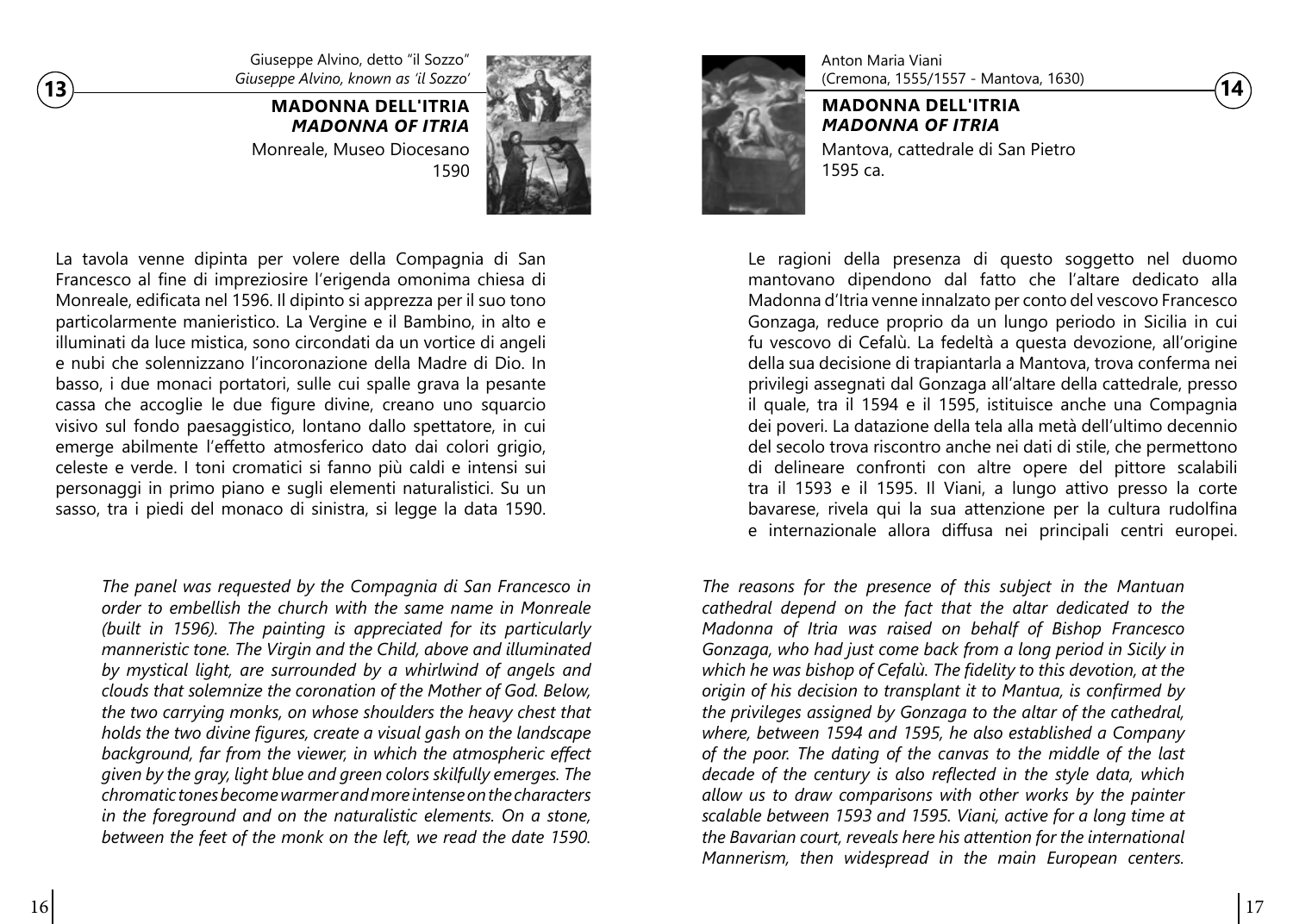**13**

Giuseppe Alvino, detto "il Sozzo"
*Giuseppe Alvino, known as 'il Sozzo'*

### MADONNA DELL'ITRIA
### *MADONNA OF ITRIA*

Monreale, Museo Diocesano
1590

La tavola venne dipinta per volere della Compagnia di San Francesco al fine di impreziosire l'erigenda omonima chiesa di Monreale, edificata nel 1596. Il dipinto si apprezza per il suo tono particolarmente manieristico. La Vergine e il Bambino, in alto e illuminati da luce mistica, sono circondati da un vortice di angeli e nubi che solennizzano l'incoronazione della Madre di Dio. In basso, i due monaci portatori, sulle cui spalle grava la pesante cassa che accoglie le due figure divine, creano uno squarcio visivo sul fondo paesaggistico, lontano dallo spettatore, in cui emerge abilmente l'effetto atmosferico dato dai colori grigio, celeste e verde. I toni cromatici si fanno più caldi e intensi sui personaggi in primo piano e sugli elementi naturalistici. Su un sasso, tra i piedi del monaco di sinistra, si legge la data 1590.

*The panel was requested by the Compagnia di San Francesco in order to embellish the church with the same name in Monreale (built in 1596). The painting is appreciated for its particularly manneristic tone. The Virgin and the Child, above and illuminated by mystical light, are surrounded by a whirlwind of angels and clouds that solemnize the coronation of the Mother of God. Below, the two carrying monks, on whose shoulders the heavy chest that holds the two divine figures, create a visual gash on the landscape background, far from the viewer, in which the atmospheric effect given by the gray, light blue and green colors skilfully emerges. The chromatic tones become warmer and more intense on the characters in the foreground and on the naturalistic elements. On a stone, between the feet of the monk on the left, we read the date 1590.*

**14**

Anton Maria Viani
(Cremona, 1555/1557 - Mantova, 1630)

### MADONNA DELL'ITRIA
### *MADONNA OF ITRIA*

Mantova, cattedrale di San Pietro
1595 ca.

Le ragioni della presenza di questo soggetto nel duomo mantovano dipendono dal fatto che l'altare dedicato alla Madonna d'Itria venne innalzato per conto del vescovo Francesco Gonzaga, reduce proprio da un lungo periodo in Sicilia in cui fu vescovo di Cefalù. La fedeltà a questa devozione, all'origine della sua decisione di trapiantarla a Mantova, trova conferma nei privilegi assegnati dal Gonzaga all'altare della cattedrale, presso il quale, tra il 1594 e il 1595, istituisce anche una Compagnia dei poveri. La datazione della tela alla metà dell'ultimo decennio del secolo trova riscontro anche nei dati di stile, che permettono di delineare confronti con altre opere del pittore scalabili tra il 1593 e il 1595. Il Viani, a lungo attivo presso la corte bavarese, rivela qui la sua attenzione per la cultura rudolfina e internazionale allora diffusa nei principali centri europei.

*The reasons for the presence of this subject in the Mantuan cathedral depend on the fact that the altar dedicated to the Madonna of Itria was raised on behalf of Bishop Francesco Gonzaga, who had just come back from a long period in Sicily in which he was bishop of Cefalù. The fidelity to this devotion, at the origin of his decision to transplant it to Mantua, is confirmed by the privileges assigned by Gonzaga to the altar of the cathedral, where, between 1594 and 1595, he also established a Company of the poor. The dating of the canvas to the middle of the last decade of the century is also reflected in the style data, which allow us to draw comparisons with other works by the painter scalable between 1593 and 1595. Viani, active for a long time at the Bavarian court, reveals here his attention for the international Mannerism, then widespread in the main European centers.*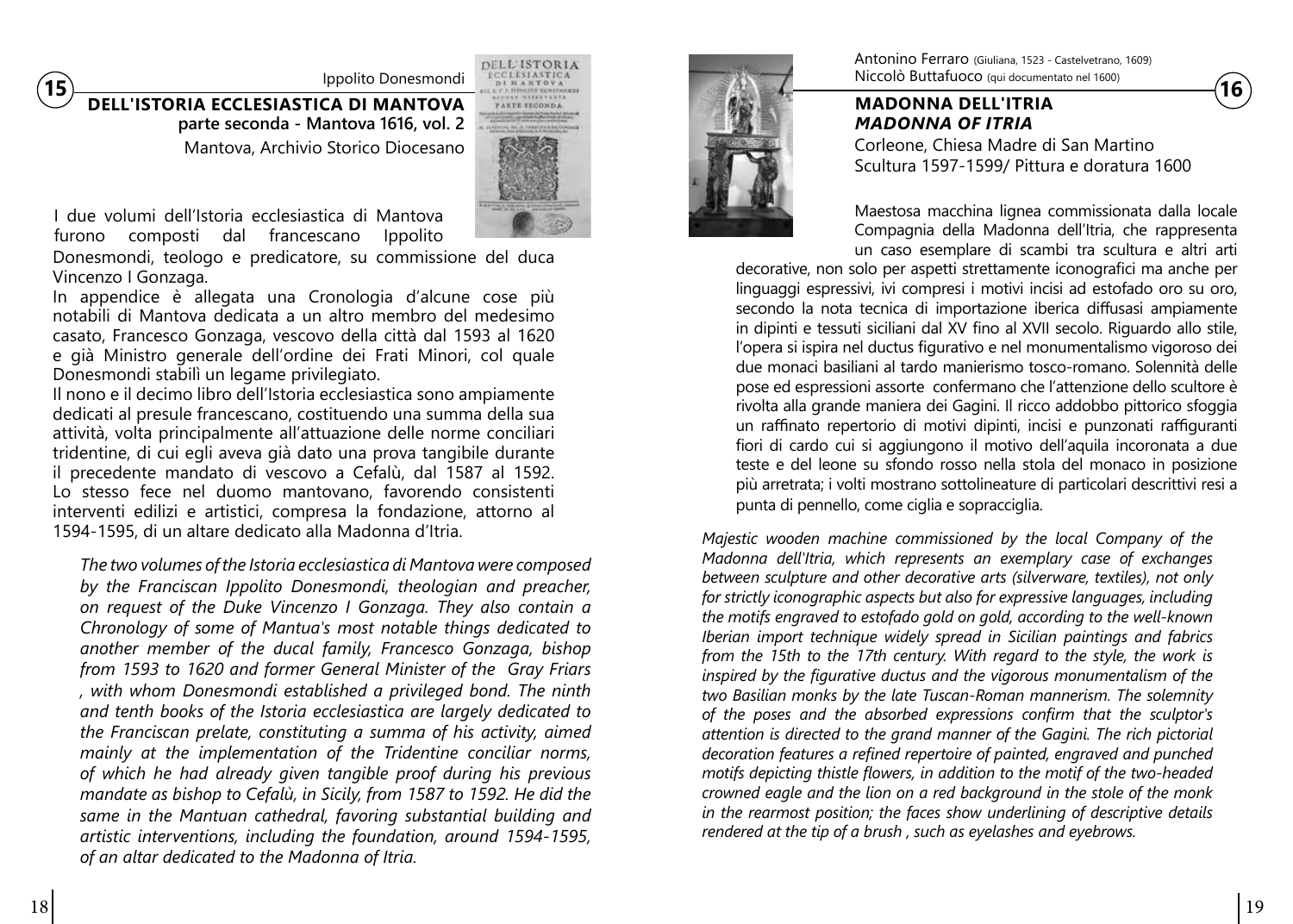## 15

Ippolito Donesmondi

### DELL'ISTORIA ECCLESIASTICA DI MANTOVA

**parte seconda - Mantova 1616, vol. 2**

Mantova, Archivio Storico Diocesano

I due volumi dell'Istoria ecclesiastica di Mantova furono composti dal francescano Ippolito Donesmondi, teologo e predicatore, su commissione del duca Vincenzo I Gonzaga.

In appendice è allegata una Cronologia d'alcune cose più notabili di Mantova dedicata a un altro membro del medesimo casato, Francesco Gonzaga, vescovo della città dal 1593 al 1620 e già Ministro generale dell'ordine dei Frati Minori, col quale Donesmondi stabilì un legame privilegiato.

Il nono e il decimo libro dell'Istoria ecclesiastica sono ampiamente dedicati al presule francescano, costituendo una summa della sua attività, volta principalmente all'attuazione delle norme conciliari tridentine, di cui egli aveva già dato una prova tangibile durante il precedente mandato di vescovo a Cefalù, dal 1587 al 1592. Lo stesso fece nel duomo mantovano, favorendo consistenti interventi edilizi e artistici, compresa la fondazione, attorno al 1594-1595, di un altare dedicato alla Madonna d'Itria.

*The two volumes of the Istoria ecclesiastica di Mantova were composed by the Franciscan Ippolito Donesmondi, theologian and preacher, on request of the Duke Vincenzo I Gonzaga. They also contain a Chronology of some of Mantua's most notable things dedicated to another member of the ducal family, Francesco Gonzaga, bishop from 1593 to 1620 and former General Minister of the Gray Friars , with whom Donesmondi established a privileged bond. The ninth and tenth books of the Istoria ecclesiastica are largely dedicated to the Franciscan prelate, constituting a summa of his activity, aimed mainly at the implementation of the Tridentine conciliar norms, of which he had already given tangible proof during his previous mandate as bishop to Cefalù, in Sicily, from 1587 to 1592. He did the same in the Mantuan cathedral, favoring substantial building and artistic interventions, including the foundation, around 1594-1595, of an altar dedicated to the Madonna of Itria.*

## 16

Antonino Ferraro (Giuliana, 1523 - Castelvetrano, 1609)
Niccolò Buttafuoco (qui documentato nel 1600)

### MADONNA DELL'ITRIA
### *MADONNA OF ITRIA*

Corleone, Chiesa Madre di San Martino
Scultura 1597-1599/ Pittura e doratura 1600

Maestosa macchina lignea commissionata dalla locale Compagnia della Madonna dell'Itria, che rappresenta un caso esemplare di scambi tra scultura e altri arti decorative, non solo per aspetti strettamente iconografici ma anche per linguaggi espressivi, ivi compresi i motivi incisi ad estofado oro su oro, secondo la nota tecnica di importazione iberica diffusasi ampiamente in dipinti e tessuti siciliani dal XV fino al XVII secolo. Riguardo allo stile, l'opera si ispira nel ductus figurativo e nel monumentalismo vigoroso dei due monaci basiliani al tardo manierismo tosco-romano. Solennità delle pose ed espressioni assorte confermano che l'attenzione dello scultore è rivolta alla grande maniera dei Gagini. Il ricco addobbo pittorico sfoggia un raffinato repertorio di motivi dipinti, incisi e punzonati raffiguranti fiori di cardo cui si aggiungono il motivo dell'aquila incoronata a due teste e del leone su sfondo rosso nella stola del monaco in posizione più arretrata; i volti mostrano sottolineature di particolari descrittivi resi a punta di pennello, come ciglia e sopracciglia.

*Majestic wooden machine commissioned by the local Company of the Madonna dell'Itria, which represents an exemplary case of exchanges between sculpture and other decorative arts (silverware, textiles), not only for strictly iconographic aspects but also for expressive languages, including the motifs engraved to estofado gold on gold, according to the well-known Iberian import technique widely spread in Sicilian paintings and fabrics from the 15th to the 17th century. With regard to the style, the work is inspired by the figurative ductus and the vigorous monumentalism of the two Basilian monks by the late Tuscan-Roman mannerism. The solemnity of the poses and the absorbed expressions confirm that the sculptor's attention is directed to the grand manner of the Gagini. The rich pictorial decoration features a refined repertoire of painted, engraved and punched motifs depicting thistle flowers, in addition to the motif of the two-headed crowned eagle and the lion on a red background in the stole of the monk in the rearmost position; the faces show underlining of descriptive details rendered at the tip of a brush , such as eyelashes and eyebrows.*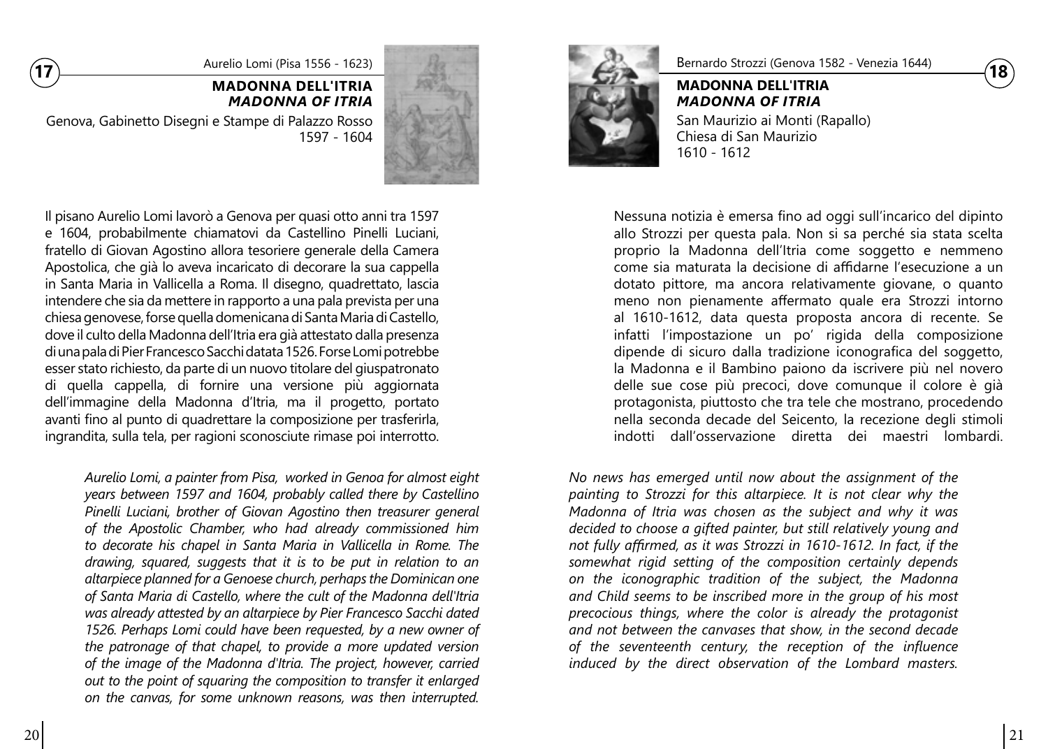**17**

Aurelio Lomi (Pisa 1556 - 1623)

## MADONNA DELL'ITRIA
### *MADONNA OF ITRIA*

Genova, Gabinetto Disegni e Stampe di Palazzo Rosso
1597 - 1604

Il pisano Aurelio Lomi lavorò a Genova per quasi otto anni tra 1597 e 1604, probabilmente chiamatovi da Castellino Pinelli Luciani, fratello di Giovan Agostino allora tesoriere generale della Camera Apostolica, che già lo aveva incaricato di decorare la sua cappella in Santa Maria in Vallicella a Roma. Il disegno, quadrettato, lascia intendere che sia da mettere in rapporto a una pala prevista per una chiesa genovese, forse quella domenicana di Santa Maria di Castello, dove il culto della Madonna dell'Itria era già attestato dalla presenza di una pala di Pier Francesco Sacchi datata 1526. Forse Lomi potrebbe esser stato richiesto, da parte di un nuovo titolare del giuspatronato di quella cappella, di fornire una versione più aggiornata dell'immagine della Madonna d'Itria, ma il progetto, portato avanti fino al punto di quadrettare la composizione per trasferirla, ingrandita, sulla tela, per ragioni sconosciute rimase poi interrotto.

*Aurelio Lomi, a painter from Pisa, worked in Genoa for almost eight years between 1597 and 1604, probably called there by Castellino Pinelli Luciani, brother of Giovan Agostino then treasurer general of the Apostolic Chamber, who had already commissioned him to decorate his chapel in Santa Maria in Vallicella in Rome. The drawing, squared, suggests that it is to be put in relation to an altarpiece planned for a Genoese church, perhaps the Dominican one of Santa Maria di Castello, where the cult of the Madonna dell'Itria was already attested by an altarpiece by Pier Francesco Sacchi dated 1526. Perhaps Lomi could have been requested, by a new owner of the patronage of that chapel, to provide a more updated version of the image of the Madonna d'Itria. The project, however, carried out to the point of squaring the composition to transfer it enlarged on the canvas, for some unknown reasons, was then interrupted.*

**18**

Bernardo Strozzi (Genova 1582 - Venezia 1644)

## MADONNA DELL'ITRIA
### *MADONNA OF ITRIA*

San Maurizio ai Monti (Rapallo)
Chiesa di San Maurizio
1610 - 1612

Nessuna notizia è emersa fino ad oggi sull'incarico del dipinto allo Strozzi per questa pala. Non si sa perché sia stata scelta proprio la Madonna dell'Itria come soggetto e nemmeno come sia maturata la decisione di affidarne l'esecuzione a un dotato pittore, ma ancora relativamente giovane, o quanto meno non pienamente affermato quale era Strozzi intorno al 1610-1612, data questa proposta ancora di recente. Se infatti l'impostazione un po' rigida della composizione dipende di sicuro dalla tradizione iconografica del soggetto, la Madonna e il Bambino paiono da iscrivere più nel novero delle sue cose più precoci, dove comunque il colore è già protagonista, piuttosto che tra tele che mostrano, procedendo nella seconda decade del Seicento, la recezione degli stimoli indotti dall'osservazione diretta dei maestri lombardi.

*No news has emerged until now about the assignment of the painting to Strozzi for this altarpiece. It is not clear why the Madonna of Itria was chosen as the subject and why it was decided to choose a gifted painter, but still relatively young and not fully affirmed, as it was Strozzi in 1610-1612. In fact, if the somewhat rigid setting of the composition certainly depends on the iconographic tradition of the subject, the Madonna and Child seems to be inscribed more in the group of his most precocious things, where the color is already the protagonist and not between the canvases that show, in the second decade of the seventeenth century, the reception of the influence induced by the direct observation of the Lombard masters.*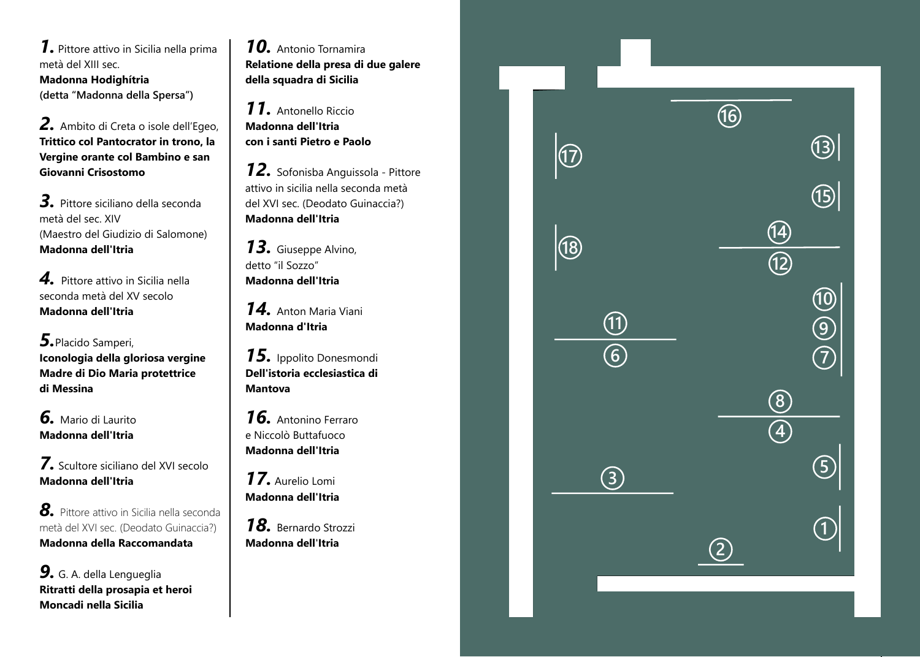**1.** Pittore attivo in Sicilia nella prima metà del XIII sec.
**Madonna Hodighítria**
**(detta "Madonna della Spersa")**

**2.** Ambito di Creta o isole dell'Egeo,
**Trittico col Pantocrator in trono, la Vergine orante col Bambino e san Giovanni Crisostomo**

**3.** Pittore siciliano della seconda metà del sec. XIV
(Maestro del Giudizio di Salomone)
**Madonna dell'Itria**

**4.** Pittore attivo in Sicilia nella seconda metà del XV secolo
**Madonna dell'Itria**

**5.** Placido Samperi,
**Iconologia della gloriosa vergine Madre di Dio Maria protettrice di Messina**

**6.** Mario di Laurito
**Madonna dell'Itria**

**7.** Scultore siciliano del XVI secolo
**Madonna dell'Itria**

**8.** Pittore attivo in Sicilia nella seconda metà del XVI sec. (Deodato Guinaccia?)
**Madonna della Raccomandata**

**9.** G. A. della Lengueglia
**Ritratti della prosapia et heroi Moncadi nella Sicilia**

**10.** Antonio Tornamira
**Relatione della presa di due galere della squadra di Sicilia**

**11.** Antonello Riccio
**Madonna dell'Itria con i santi Pietro e Paolo**

**12.** Sofonisba Anguissola - Pittore attivo in sicilia nella seconda metà del XVI sec. (Deodato Guinaccia?)
**Madonna dell'Itria**

**13.** Giuseppe Alvino, detto "il Sozzo"
**Madonna dell'Itria**

**14.** Anton Maria Viani
**Madonna d'Itria**

**15.** Ippolito Donesmondi
**Dell'istoria ecclesiastica di Mantova**

**16.** Antonino Ferraro e Niccolò Buttafuoco
**Madonna dell'Itria**

**17.** Aurelio Lomi
**Madonna dell'Itria**

**18.** Bernardo Strozzi
**Madonna dell'Itria**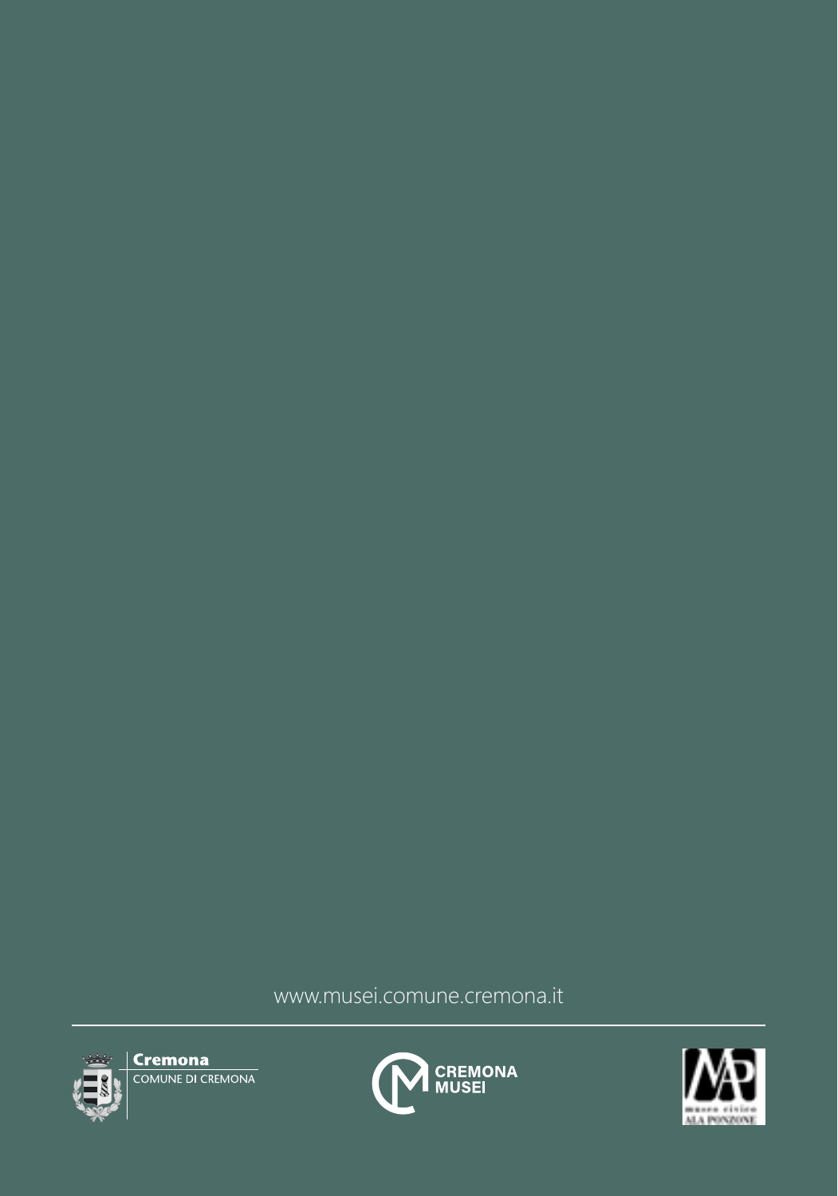www.musei.comune.cremona.it

Cremona
COMUNE DI CREMONA

CREMONA
MUSEI

museo civico
ALA PONZONE